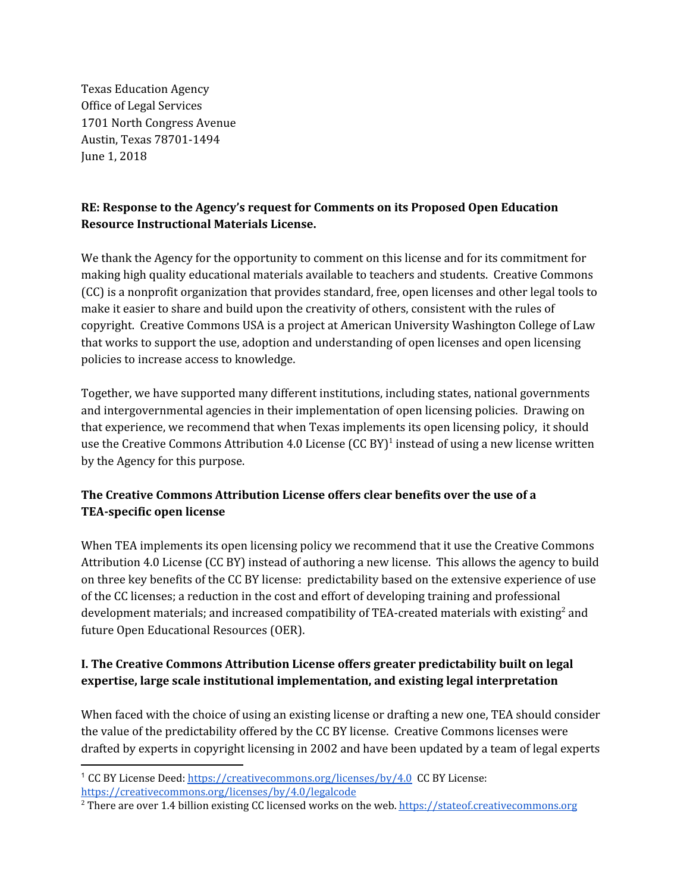Texas Education Agency
Office of Legal Services
1701 North Congress Avenue
Austin, Texas 78701-1494
June 1, 2018

**RE: Response to the Agency's request for Comments on its Proposed Open Education Resource Instructional Materials License.**

We thank the Agency for the opportunity to comment on this license and for its commitment for making high quality educational materials available to teachers and students. Creative Commons (CC) is a nonprofit organization that provides standard, free, open licenses and other legal tools to make it easier to share and build upon the creativity of others, consistent with the rules of copyright. Creative Commons USA is a project at American University Washington College of Law that works to support the use, adoption and understanding of open licenses and open licensing policies to increase access to knowledge.

Together, we have supported many different institutions, including states, national governments and intergovernmental agencies in their implementation of open licensing policies. Drawing on that experience, we recommend that when Texas implements its open licensing policy, it should use the Creative Commons Attribution 4.0 License (CC BY)[1] instead of using a new license written by the Agency for this purpose.

**The Creative Commons Attribution License offers clear benefits over the use of a TEA-specific open license**

When TEA implements its open licensing policy we recommend that it use the Creative Commons Attribution 4.0 License (CC BY) instead of authoring a new license. This allows the agency to build on three key benefits of the CC BY license: predictability based on the extensive experience of use of the CC licenses; a reduction in the cost and effort of developing training and professional development materials; and increased compatibility of TEA-created materials with existing[2] and future Open Educational Resources (OER).

**I. The Creative Commons Attribution License offers greater predictability built on legal expertise, large scale institutional implementation, and existing legal interpretation**

When faced with the choice of using an existing license or drafting a new one, TEA should consider the value of the predictability offered by the CC BY license. Creative Commons licenses were drafted by experts in copyright licensing in 2002 and have been updated by a team of legal experts

---

[1] CC BY License Deed: https://creativecommons.org/licenses/by/4.0 CC BY License: https://creativecommons.org/licenses/by/4.0/legalcode

[2] There are over 1.4 billion existing CC licensed works on the web. https://stateof.creativecommons.org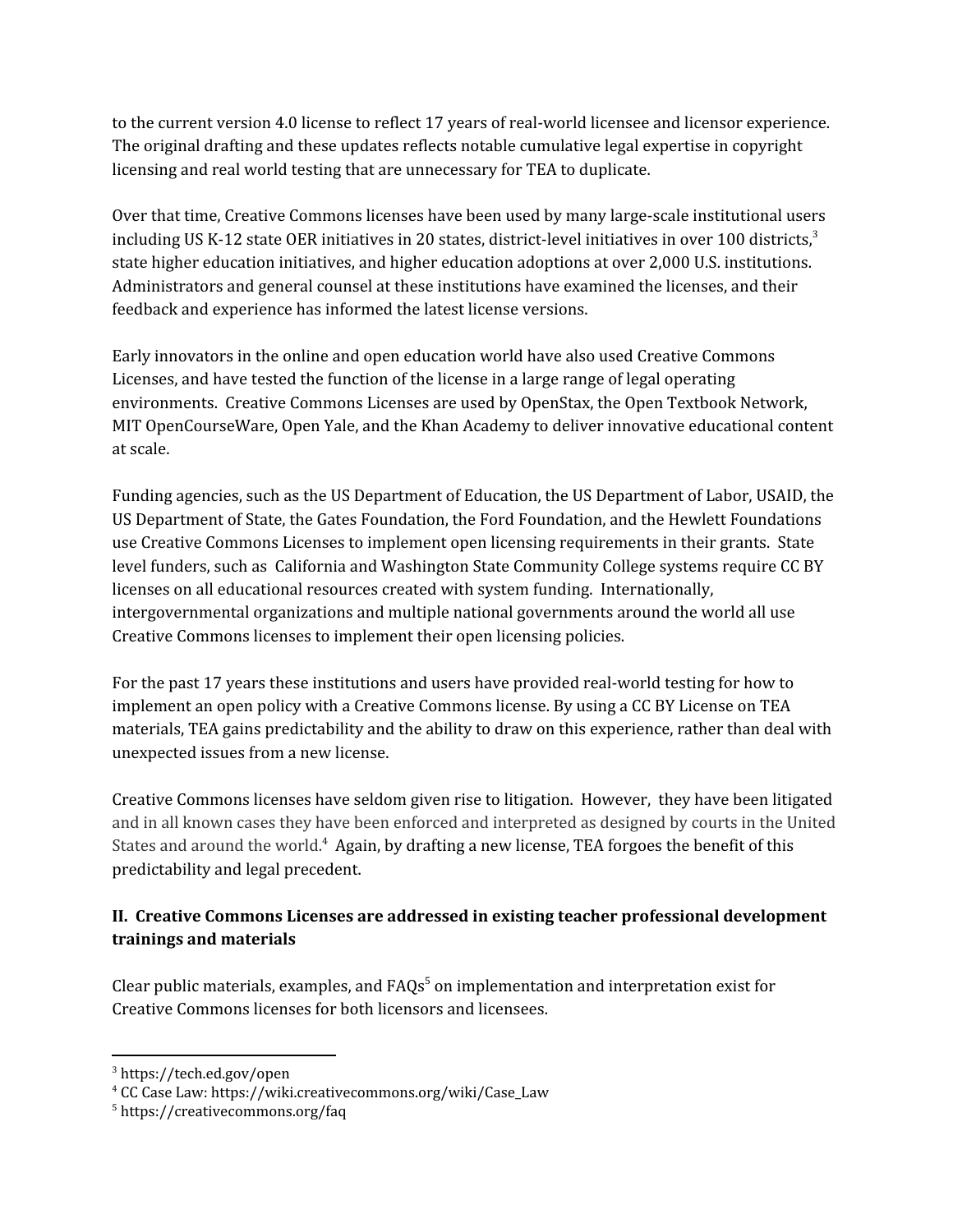to the current version 4.0 license to reflect 17 years of real-world licensee and licensor experience. The original drafting and these updates reflects notable cumulative legal expertise in copyright licensing and real world testing that are unnecessary for TEA to duplicate.

Over that time, Creative Commons licenses have been used by many large-scale institutional users including US K-12 state OER initiatives in 20 states, district-level initiatives in over 100 districts,[3] state higher education initiatives, and higher education adoptions at over 2,000 U.S. institutions. Administrators and general counsel at these institutions have examined the licenses, and their feedback and experience has informed the latest license versions.

Early innovators in the online and open education world have also used Creative Commons Licenses, and have tested the function of the license in a large range of legal operating environments. Creative Commons Licenses are used by OpenStax, the Open Textbook Network, MIT OpenCourseWare, Open Yale, and the Khan Academy to deliver innovative educational content at scale.

Funding agencies, such as the US Department of Education, the US Department of Labor, USAID, the US Department of State, the Gates Foundation, the Ford Foundation, and the Hewlett Foundations use Creative Commons Licenses to implement open licensing requirements in their grants. State level funders, such as California and Washington State Community College systems require CC BY licenses on all educational resources created with system funding. Internationally, intergovernmental organizations and multiple national governments around the world all use Creative Commons licenses to implement their open licensing policies.

For the past 17 years these institutions and users have provided real-world testing for how to implement an open policy with a Creative Commons license. By using a CC BY License on TEA materials, TEA gains predictability and the ability to draw on this experience, rather than deal with unexpected issues from a new license.

Creative Commons licenses have seldom given rise to litigation. However, they have been litigated and in all known cases they have been enforced and interpreted as designed by courts in the United States and around the world.[4] Again, by drafting a new license, TEA forgoes the benefit of this predictability and legal precedent.

## II. Creative Commons Licenses are addressed in existing teacher professional development trainings and materials

Clear public materials, examples, and FAQs[5] on implementation and interpretation exist for Creative Commons licenses for both licensors and licensees.

---

[3] https://tech.ed.gov/open

[4] CC Case Law: https://wiki.creativecommons.org/wiki/Case_Law

[5] https://creativecommons.org/faq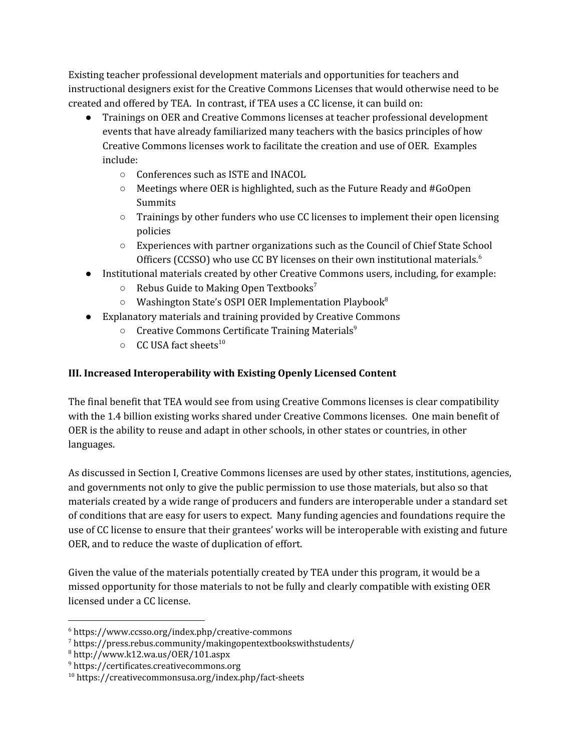Existing teacher professional development materials and opportunities for teachers and instructional designers exist for the Creative Commons Licenses that would otherwise need to be created and offered by TEA. In contrast, if TEA uses a CC license, it can build on:

- Trainings on OER and Creative Commons licenses at teacher professional development events that have already familiarized many teachers with the basics principles of how Creative Commons licenses work to facilitate the creation and use of OER. Examples include:
  - Conferences such as ISTE and INACOL
  - Meetings where OER is highlighted, such as the Future Ready and #GoOpen Summits
  - Trainings by other funders who use CC licenses to implement their open licensing policies
  - Experiences with partner organizations such as the Council of Chief State School Officers (CCSSO) who use CC BY licenses on their own institutional materials.[6]
- Institutional materials created by other Creative Commons users, including, for example:
  - Rebus Guide to Making Open Textbooks[7]
  - Washington State's OSPI OER Implementation Playbook[8]
- Explanatory materials and training provided by Creative Commons
  - Creative Commons Certificate Training Materials[9]
  - CC USA fact sheets[10]

**III. Increased Interoperability with Existing Openly Licensed Content**

The final benefit that TEA would see from using Creative Commons licenses is clear compatibility with the 1.4 billion existing works shared under Creative Commons licenses. One main benefit of OER is the ability to reuse and adapt in other schools, in other states or countries, in other languages.

As discussed in Section I, Creative Commons licenses are used by other states, institutions, agencies, and governments not only to give the public permission to use those materials, but also so that materials created by a wide range of producers and funders are interoperable under a standard set of conditions that are easy for users to expect. Many funding agencies and foundations require the use of CC license to ensure that their grantees' works will be interoperable with existing and future OER, and to reduce the waste of duplication of effort.

Given the value of the materials potentially created by TEA under this program, it would be a missed opportunity for those materials to not be fully and clearly compatible with existing OER licensed under a CC license.

---

[6] https://www.ccsso.org/index.php/creative-commons

[7] https://press.rebus.community/makingopentextbookswithstudents/

[8] http://www.k12.wa.us/OER/101.aspx

[9] https://certificates.creativecommons.org

[10] https://creativecommonsusa.org/index.php/fact-sheets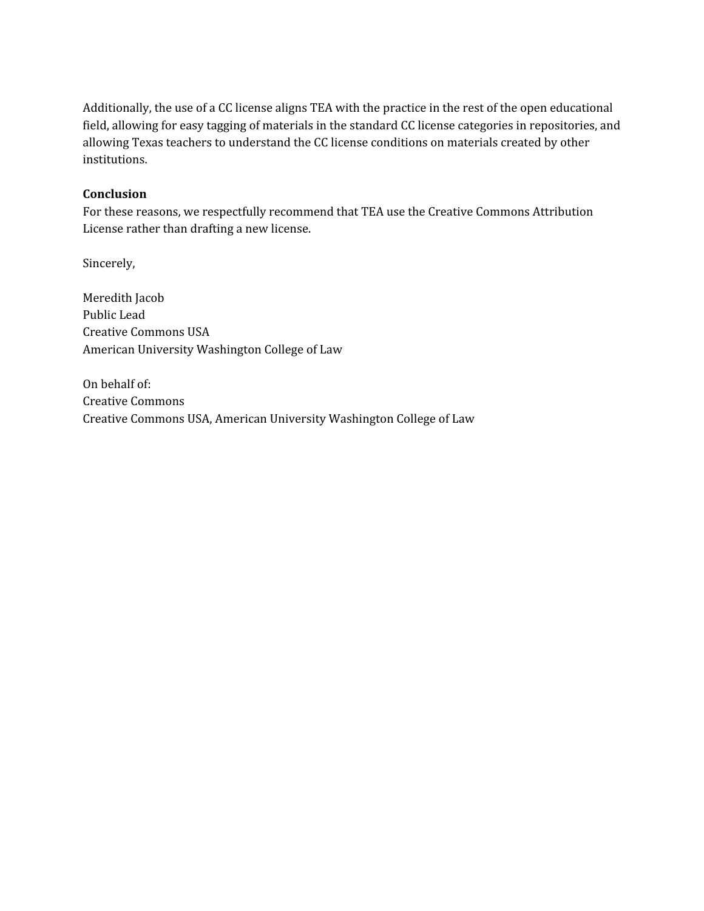Additionally, the use of a CC license aligns TEA with the practice in the rest of the open educational field, allowing for easy tagging of materials in the standard CC license categories in repositories, and allowing Texas teachers to understand the CC license conditions on materials created by other institutions.

**Conclusion**

For these reasons, we respectfully recommend that TEA use the Creative Commons Attribution License rather than drafting a new license.

Sincerely,

Meredith Jacob
Public Lead
Creative Commons USA
American University Washington College of Law

On behalf of:
Creative Commons
Creative Commons USA, American University Washington College of Law